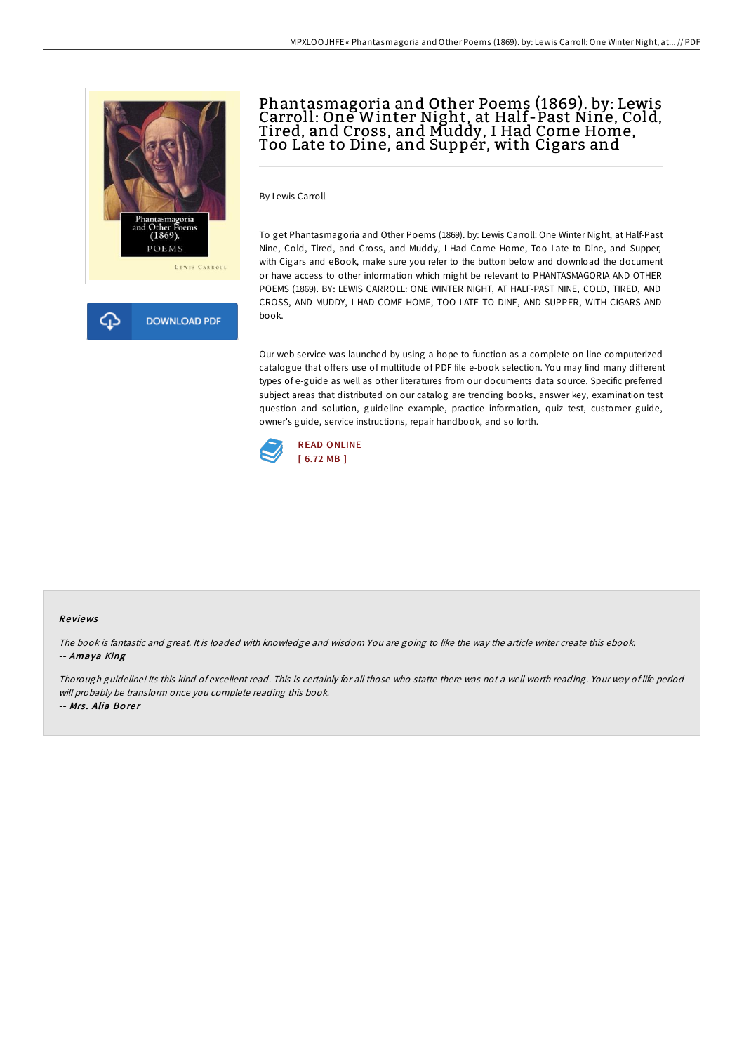# Phantasmagoria and Other Poems (1869). by: Lewis Carroll: One Winter Night, at Half-Past Nine, Cold, Tired, and Cross, and Muddy, I Had Come Home, Too Late to Dine, and Supper, with Cigars and

By Lewis Carroll

To get Phantasmagoria and Other Poems (1869). by: Lewis Carroll: One Winter Night, at Half-Past Nine, Cold, Tired, and Cross, and Muddy, I Had Come Home, Too Late to Dine, and Supper, with Cigars and eBook, make sure you refer to the button below and download the document or have access to other information which might be relevant to PHANTASMAGORIA AND OTHER POEMS (1869). BY: LEWIS CARROLL: ONE WINTER NIGHT, AT HALF-PAST NINE, COLD, TIRED, AND CROSS, AND MUDDY, I HAD COME HOME, TOO LATE TO DINE, AND SUPPER, WITH CIGARS AND book.

Our web service was launched by using a hope to function as a complete on-line computerized catalogue that offers use of multitude of PDF file e-book selection. You may find many different types of e-guide as well as other literatures from our documents data source. Specific preferred subject areas that distributed on our catalog are trending books, answer key, examination test question and solution, guideline example, practice information, quiz test, customer guide, owner's guide, service instructions, repair handbook, and so forth.

READ ONLINE
[ 6.72 MB ]

### Reviews

*The book is fantastic and great. It is loaded with knowledge and wisdom You are going to like the way the article writer create this ebook.*
-- *Amaya King*

*Thorough guideline! Its this kind of excellent read. This is certainly for all those who statte there was not a well worth reading. Your way of life period will probably be transform once you complete reading this book.*
-- *Mrs. Alia Borer*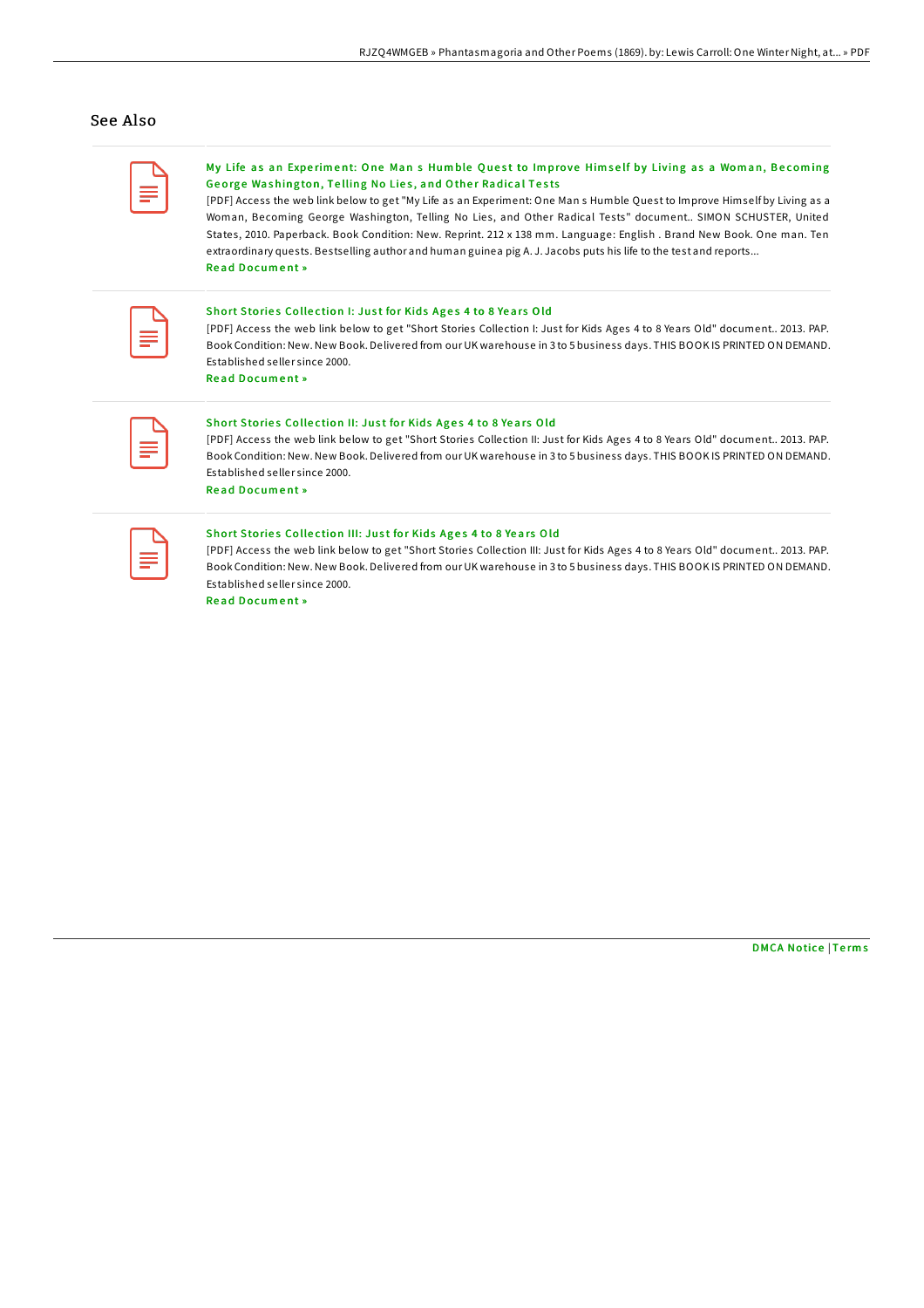## See Also

### My Life as an Experiment: One Man s Humble Quest to Improve Himself by Living as a Woman, Becoming George Washington, Telling No Lies, and Other Radical Tests

[PDF] Access the web link below to get "My Life as an Experiment: One Man s Humble Quest to Improve Himself by Living as a Woman, Becoming George Washington, Telling No Lies, and Other Radical Tests" document.. SIMON SCHUSTER, United States, 2010. Paperback. Book Condition: New. Reprint. 212 x 138 mm. Language: English . Brand New Book. One man. Ten extraordinary quests. Bestselling author and human guinea pig A. J. Jacobs puts his life to the test and reports...

Read Document »

### Short Stories Collection I: Just for Kids Ages 4 to 8 Years Old

[PDF] Access the web link below to get "Short Stories Collection I: Just for Kids Ages 4 to 8 Years Old" document.. 2013. PAP. Book Condition: New. New Book. Delivered from our UK warehouse in 3 to 5 business days. THIS BOOK IS PRINTED ON DEMAND. Established seller since 2000.

Read Document »

### Short Stories Collection II: Just for Kids Ages 4 to 8 Years Old

[PDF] Access the web link below to get "Short Stories Collection II: Just for Kids Ages 4 to 8 Years Old" document.. 2013. PAP. Book Condition: New. New Book. Delivered from our UK warehouse in 3 to 5 business days. THIS BOOK IS PRINTED ON DEMAND. Established seller since 2000.

Read Document »

### Short Stories Collection III: Just for Kids Ages 4 to 8 Years Old

[PDF] Access the web link below to get "Short Stories Collection III: Just for Kids Ages 4 to 8 Years Old" document.. 2013. PAP. Book Condition: New. New Book. Delivered from our UK warehouse in 3 to 5 business days. THIS BOOK IS PRINTED ON DEMAND. Established seller since 2000.

Read Document »